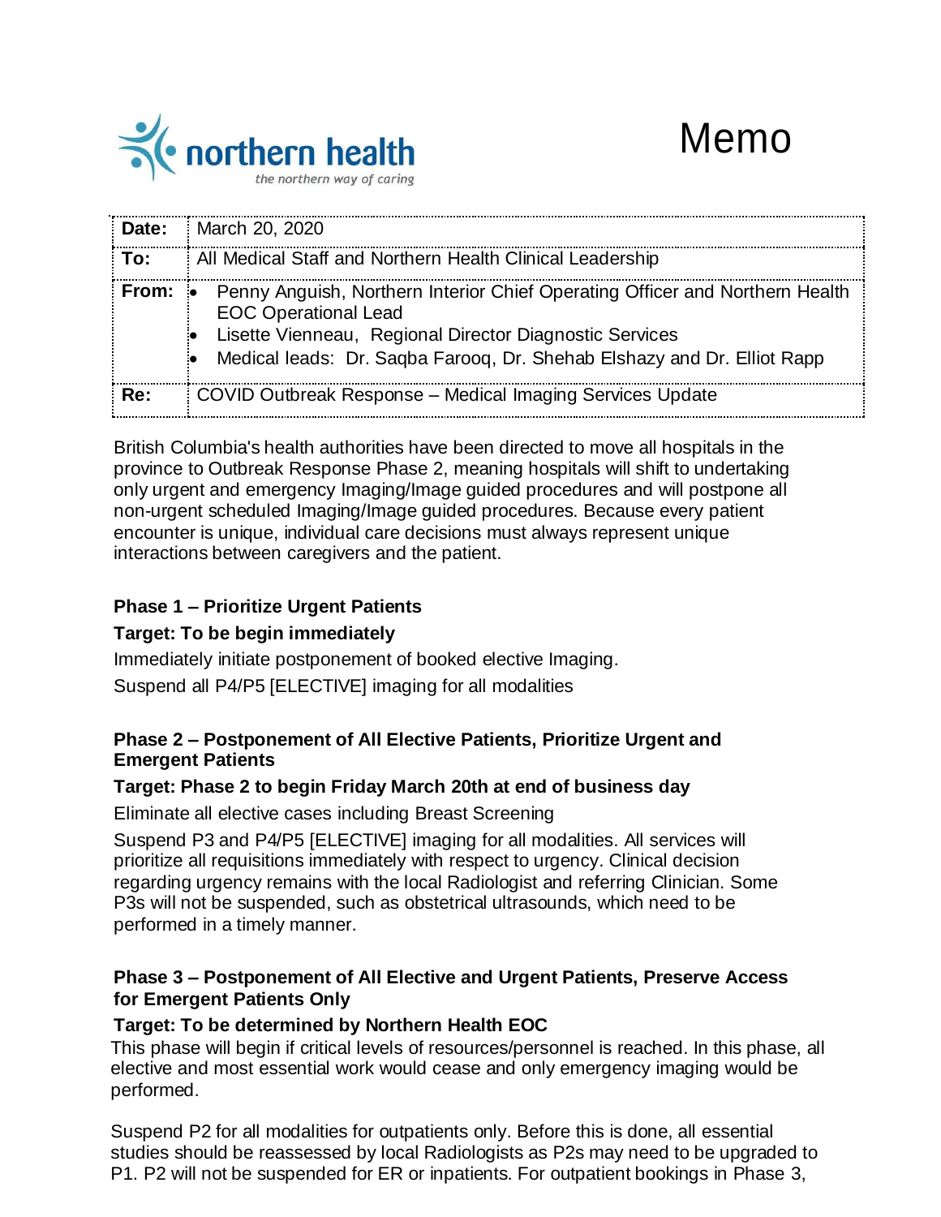northern health
*the northern way of caring*

# Memo

| | |
|---|---|
| **Date:** | March 20, 2020 |
| **To:** | All Medical Staff and Northern Health Clinical Leadership |
| **From:** | • Penny Anguish, Northern Interior Chief Operating Officer and Northern Health EOC Operational Lead<br>• Lisette Vienneau, Regional Director Diagnostic Services<br>• Medical leads: Dr. Saqba Farooq, Dr. Shehab Elshazy and Dr. Elliot Rapp |
| **Re:** | COVID Outbreak Response – Medical Imaging Services Update |

British Columbia's health authorities have been directed to move all hospitals in the province to Outbreak Response Phase 2, meaning hospitals will shift to undertaking only urgent and emergency Imaging/Image guided procedures and will postpone all non-urgent scheduled Imaging/Image guided procedures. Because every patient encounter is unique, individual care decisions must always represent unique interactions between caregivers and the patient.

### Phase 1 – Prioritize Urgent Patients

**Target: To be begin immediately**

Immediately initiate postponement of booked elective Imaging.

Suspend all P4/P5 [ELECTIVE] imaging for all modalities

### Phase 2 – Postponement of All Elective Patients, Prioritize Urgent and Emergent Patients

**Target: Phase 2 to begin Friday March 20th at end of business day**

Eliminate all elective cases including Breast Screening

Suspend P3 and P4/P5 [ELECTIVE] imaging for all modalities. All services will prioritize all requisitions immediately with respect to urgency. Clinical decision regarding urgency remains with the local Radiologist and referring Clinician. Some P3s will not be suspended, such as obstetrical ultrasounds, which need to be performed in a timely manner.

### Phase 3 – Postponement of All Elective and Urgent Patients, Preserve Access for Emergent Patients Only

**Target: To be determined by Northern Health EOC**

This phase will begin if critical levels of resources/personnel is reached. In this phase, all elective and most essential work would cease and only emergency imaging would be performed.

Suspend P2 for all modalities for outpatients only. Before this is done, all essential studies should be reassessed by local Radiologists as P2s may need to be upgraded to P1. P2 will not be suspended for ER or inpatients. For outpatient bookings in Phase 3,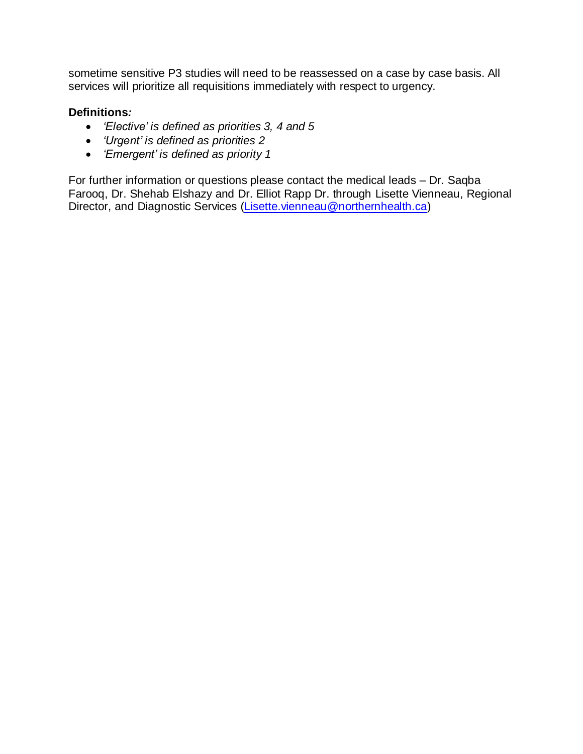sometime sensitive P3 studies will need to be reassessed on a case by case basis. All services will prioritize all requisitions immediately with respect to urgency.

**Definitions*:***

- *'Elective' is defined as priorities 3, 4 and 5*
- *'Urgent' is defined as priorities 2*
- *'Emergent' is defined as priority 1*

For further information or questions please contact the medical leads – Dr. Saqba Farooq, Dr. Shehab Elshazy and Dr. Elliot Rapp Dr. through Lisette Vienneau, Regional Director, and Diagnostic Services ([Lisette.vienneau@northernhealth.ca](mailto:Lisette.vienneau@northernhealth.ca))